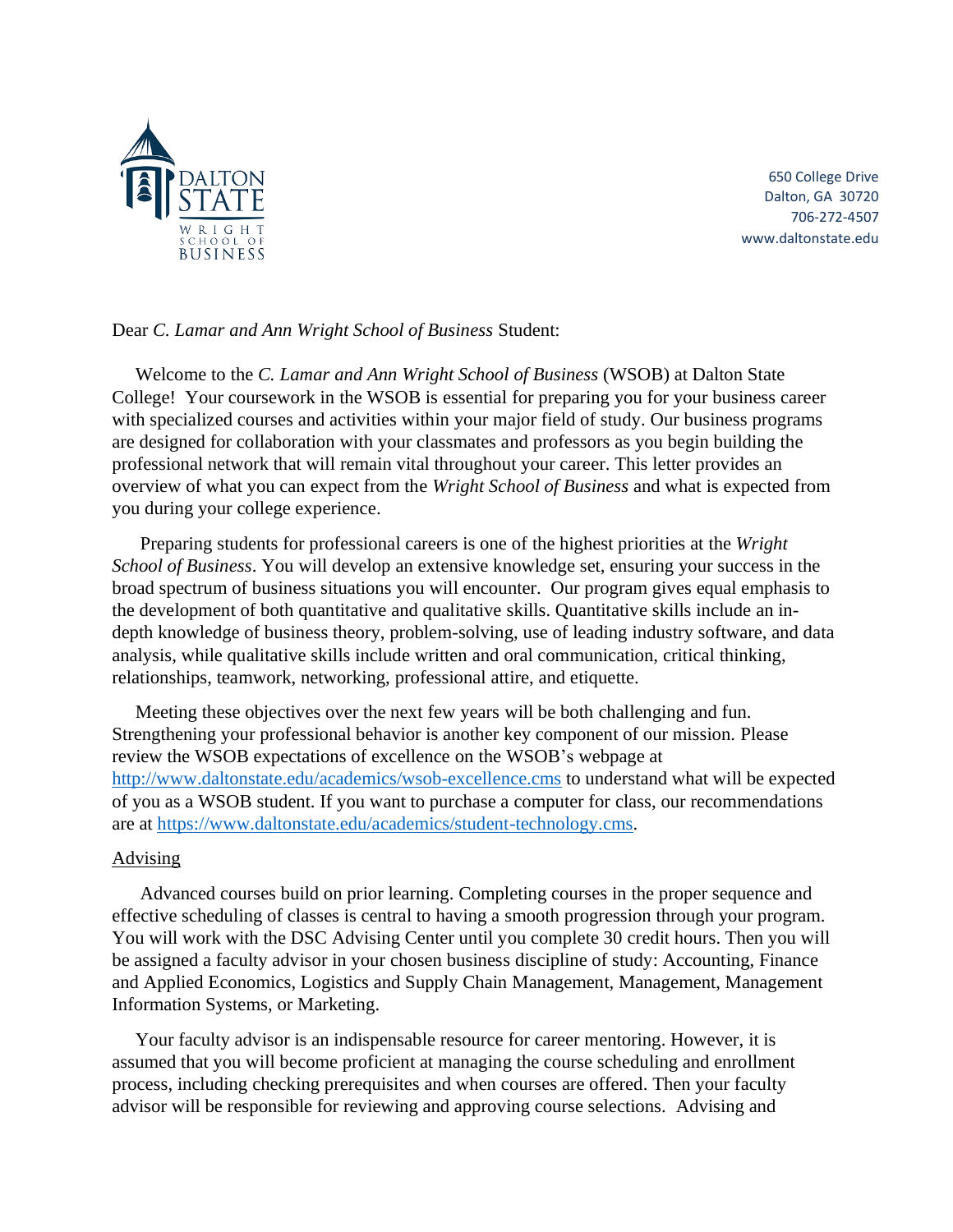DALTON STATE WRIGHT SCHOOL OF BUSINESS

650 College Drive
Dalton, GA 30720
706-272-4507
www.daltonstate.edu

Dear *C. Lamar and Ann Wright School of Business* Student:

Welcome to the *C. Lamar and Ann Wright School of Business* (WSOB) at Dalton State College! Your coursework in the WSOB is essential for preparing you for your business career with specialized courses and activities within your major field of study. Our business programs are designed for collaboration with your classmates and professors as you begin building the professional network that will remain vital throughout your career. This letter provides an overview of what you can expect from the *Wright School of Business* and what is expected from you during your college experience.

Preparing students for professional careers is one of the highest priorities at the *Wright School of Business*. You will develop an extensive knowledge set, ensuring your success in the broad spectrum of business situations you will encounter. Our program gives equal emphasis to the development of both quantitative and qualitative skills. Quantitative skills include an in-depth knowledge of business theory, problem-solving, use of leading industry software, and data analysis, while qualitative skills include written and oral communication, critical thinking, relationships, teamwork, networking, professional attire, and etiquette.

Meeting these objectives over the next few years will be both challenging and fun. Strengthening your professional behavior is another key component of our mission. Please review the WSOB expectations of excellence on the WSOB's webpage at http://www.daltonstate.edu/academics/wsob-excellence.cms to understand what will be expected of you as a WSOB student. If you want to purchase a computer for class, our recommendations are at https://www.daltonstate.edu/academics/student-technology.cms.

## Advising

Advanced courses build on prior learning. Completing courses in the proper sequence and effective scheduling of classes is central to having a smooth progression through your program. You will work with the DSC Advising Center until you complete 30 credit hours. Then you will be assigned a faculty advisor in your chosen business discipline of study: Accounting, Finance and Applied Economics, Logistics and Supply Chain Management, Management, Management Information Systems, or Marketing.

Your faculty advisor is an indispensable resource for career mentoring. However, it is assumed that you will become proficient at managing the course scheduling and enrollment process, including checking prerequisites and when courses are offered. Then your faculty advisor will be responsible for reviewing and approving course selections. Advising and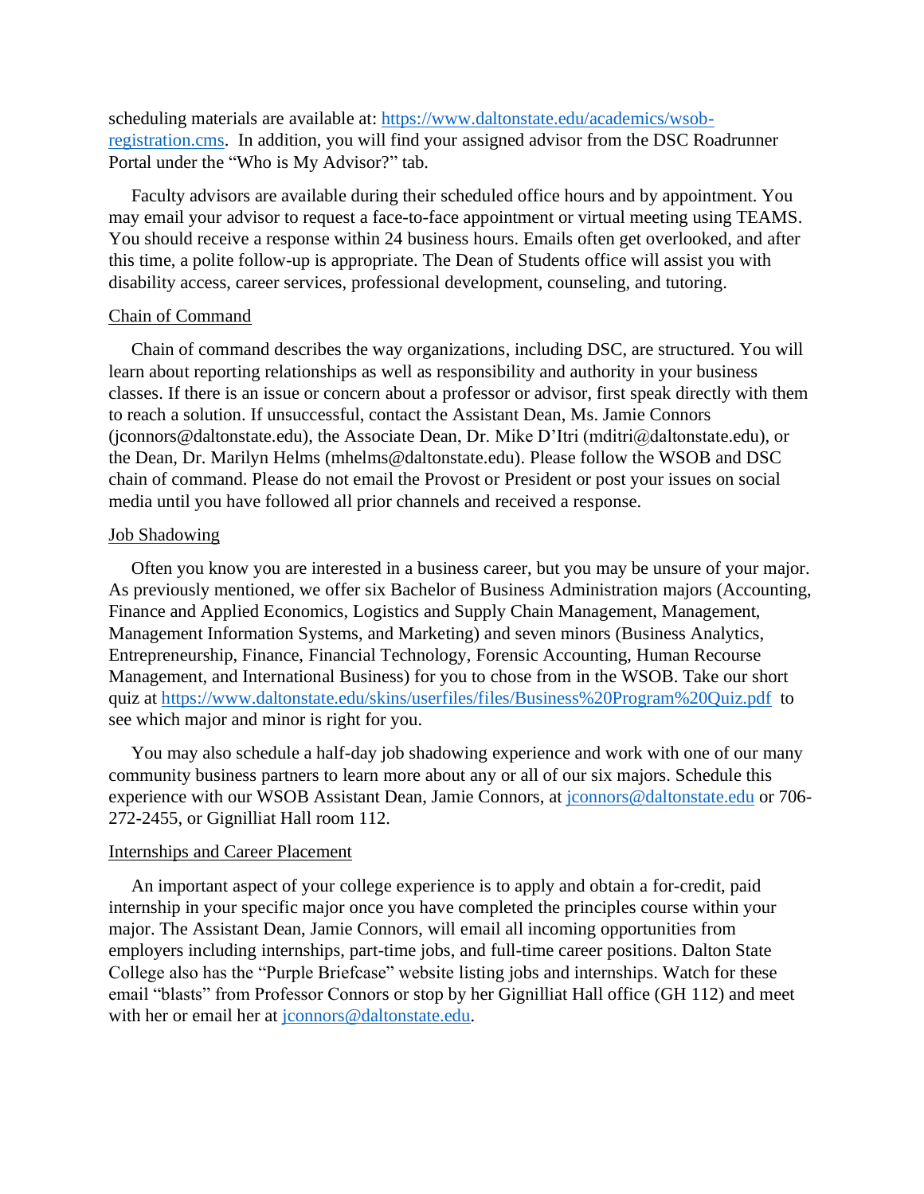scheduling materials are available at: [https://www.daltonstate.edu/academics/wsob-registration.cms](https://www.daltonstate.edu/academics/wsob-registration.cms). In addition, you will find your assigned advisor from the DSC Roadrunner Portal under the "Who is My Advisor?" tab.

Faculty advisors are available during their scheduled office hours and by appointment. You may email your advisor to request a face-to-face appointment or virtual meeting using TEAMS. You should receive a response within 24 business hours. Emails often get overlooked, and after this time, a polite follow-up is appropriate. The Dean of Students office will assist you with disability access, career services, professional development, counseling, and tutoring.

## Chain of Command

Chain of command describes the way organizations, including DSC, are structured. You will learn about reporting relationships as well as responsibility and authority in your business classes. If there is an issue or concern about a professor or advisor, first speak directly with them to reach a solution. If unsuccessful, contact the Assistant Dean, Ms. Jamie Connors (jconnors@daltonstate.edu), the Associate Dean, Dr. Mike D'Itri (mditri@daltonstate.edu), or the Dean, Dr. Marilyn Helms (mhelms@daltonstate.edu). Please follow the WSOB and DSC chain of command. Please do not email the Provost or President or post your issues on social media until you have followed all prior channels and received a response.

## Job Shadowing

Often you know you are interested in a business career, but you may be unsure of your major. As previously mentioned, we offer six Bachelor of Business Administration majors (Accounting, Finance and Applied Economics, Logistics and Supply Chain Management, Management, Management Information Systems, and Marketing) and seven minors (Business Analytics, Entrepreneurship, Finance, Financial Technology, Forensic Accounting, Human Recourse Management, and International Business) for you to chose from in the WSOB. Take our short quiz at [https://www.daltonstate.edu/skins/userfiles/files/Business%20Program%20Quiz.pdf](https://www.daltonstate.edu/skins/userfiles/files/Business%20Program%20Quiz.pdf) to see which major and minor is right for you.

You may also schedule a half-day job shadowing experience and work with one of our many community business partners to learn more about any or all of our six majors. Schedule this experience with our WSOB Assistant Dean, Jamie Connors, at [jconnors@daltonstate.edu](mailto:jconnors@daltonstate.edu) or 706-272-2455, or Gignilliat Hall room 112.

## Internships and Career Placement

An important aspect of your college experience is to apply and obtain a for-credit, paid internship in your specific major once you have completed the principles course within your major. The Assistant Dean, Jamie Connors, will email all incoming opportunities from employers including internships, part-time jobs, and full-time career positions. Dalton State College also has the "Purple Briefcase" website listing jobs and internships. Watch for these email "blasts" from Professor Connors or stop by her Gignilliat Hall office (GH 112) and meet with her or email her at [jconnors@daltonstate.edu](mailto:jconnors@daltonstate.edu).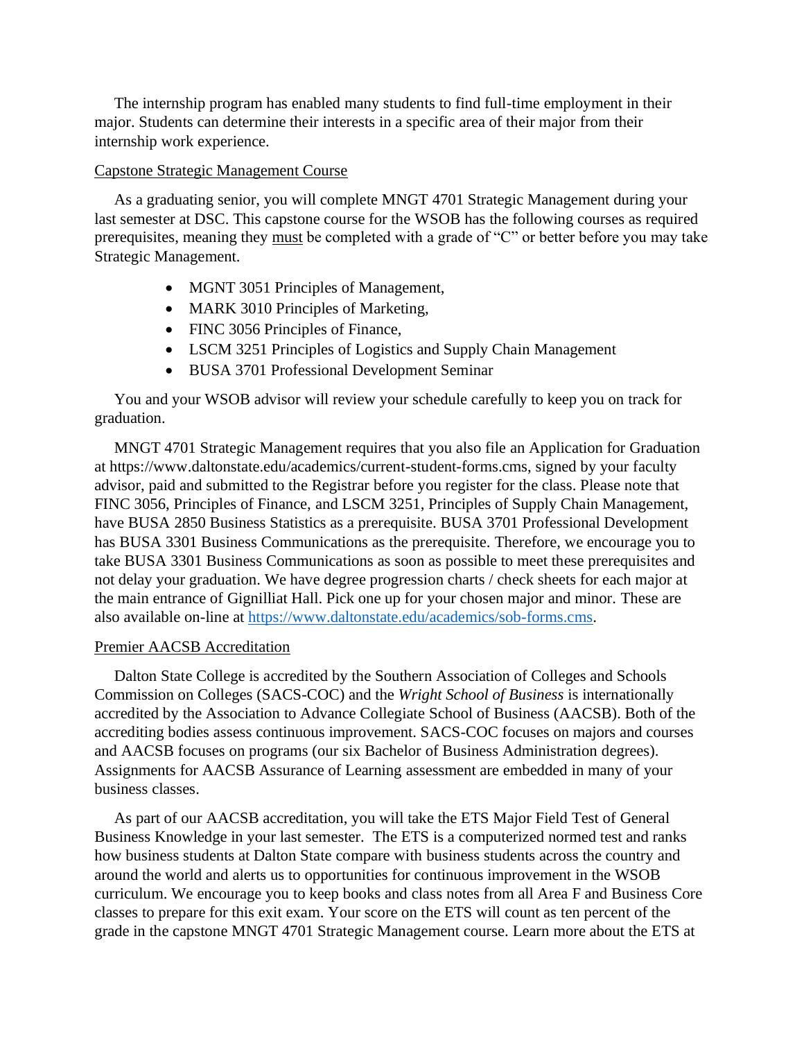The internship program has enabled many students to find full-time employment in their major. Students can determine their interests in a specific area of their major from their internship work experience.

<u>Capstone Strategic Management Course</u>

As a graduating senior, you will complete MNGT 4701 Strategic Management during your last semester at DSC. This capstone course for the WSOB has the following courses as required prerequisites, meaning they <u>must</u> be completed with a grade of "C" or better before you may take Strategic Management.

- MGNT 3051 Principles of Management,
- MARK 3010 Principles of Marketing,
- FINC 3056 Principles of Finance,
- LSCM 3251 Principles of Logistics and Supply Chain Management
- BUSA 3701 Professional Development Seminar

You and your WSOB advisor will review your schedule carefully to keep you on track for graduation.

MNGT 4701 Strategic Management requires that you also file an Application for Graduation at https://www.daltonstate.edu/academics/current-student-forms.cms, signed by your faculty advisor, paid and submitted to the Registrar before you register for the class. Please note that FINC 3056, Principles of Finance, and LSCM 3251, Principles of Supply Chain Management, have BUSA 2850 Business Statistics as a prerequisite. BUSA 3701 Professional Development has BUSA 3301 Business Communications as the prerequisite. Therefore, we encourage you to take BUSA 3301 Business Communications as soon as possible to meet these prerequisites and not delay your graduation. We have degree progression charts / check sheets for each major at the main entrance of Gignilliat Hall. Pick one up for your chosen major and minor. These are also available on-line at https://www.daltonstate.edu/academics/sob-forms.cms.

<u>Premier AACSB Accreditation</u>

Dalton State College is accredited by the Southern Association of Colleges and Schools Commission on Colleges (SACS-COC) and the *Wright School of Business* is internationally accredited by the Association to Advance Collegiate School of Business (AACSB). Both of the accrediting bodies assess continuous improvement. SACS-COC focuses on majors and courses and AACSB focuses on programs (our six Bachelor of Business Administration degrees). Assignments for AACSB Assurance of Learning assessment are embedded in many of your business classes.

As part of our AACSB accreditation, you will take the ETS Major Field Test of General Business Knowledge in your last semester. The ETS is a computerized normed test and ranks how business students at Dalton State compare with business students across the country and around the world and alerts us to opportunities for continuous improvement in the WSOB curriculum. We encourage you to keep books and class notes from all Area F and Business Core classes to prepare for this exit exam. Your score on the ETS will count as ten percent of the grade in the capstone MNGT 4701 Strategic Management course. Learn more about the ETS at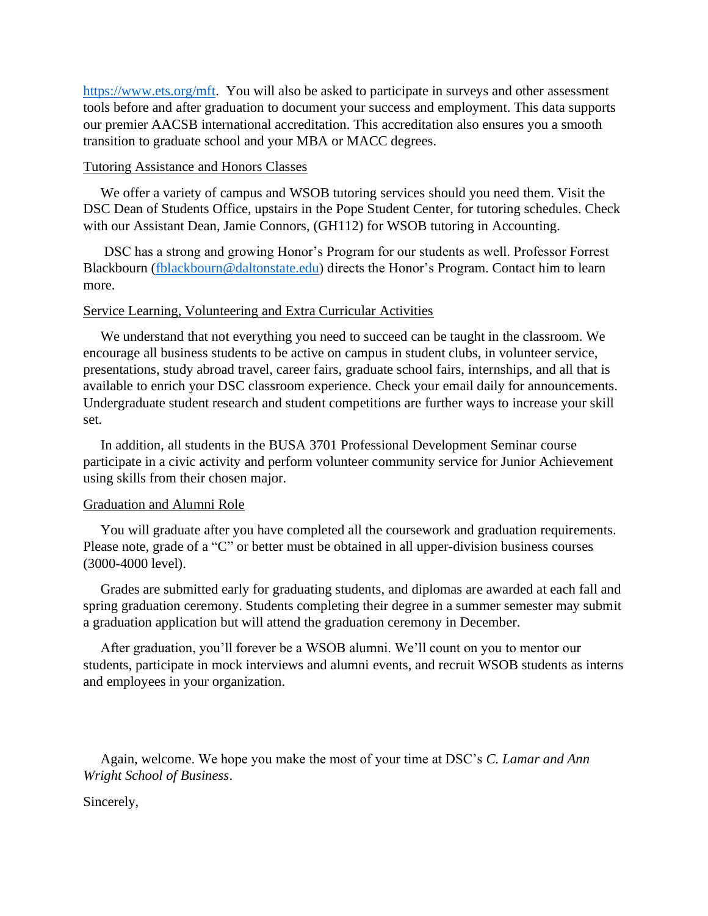https://www.ets.org/mft. You will also be asked to participate in surveys and other assessment tools before and after graduation to document your success and employment. This data supports our premier AACSB international accreditation. This accreditation also ensures you a smooth transition to graduate school and your MBA or MACC degrees.

Tutoring Assistance and Honors Classes

We offer a variety of campus and WSOB tutoring services should you need them. Visit the DSC Dean of Students Office, upstairs in the Pope Student Center, for tutoring schedules. Check with our Assistant Dean, Jamie Connors, (GH112) for WSOB tutoring in Accounting.

DSC has a strong and growing Honor's Program for our students as well. Professor Forrest Blackbourn (fblackbourn@daltonstate.edu) directs the Honor's Program. Contact him to learn more.

Service Learning, Volunteering and Extra Curricular Activities

We understand that not everything you need to succeed can be taught in the classroom. We encourage all business students to be active on campus in student clubs, in volunteer service, presentations, study abroad travel, career fairs, graduate school fairs, internships, and all that is available to enrich your DSC classroom experience. Check your email daily for announcements. Undergraduate student research and student competitions are further ways to increase your skill set.

In addition, all students in the BUSA 3701 Professional Development Seminar course participate in a civic activity and perform volunteer community service for Junior Achievement using skills from their chosen major.

Graduation and Alumni Role

You will graduate after you have completed all the coursework and graduation requirements. Please note, grade of a "C" or better must be obtained in all upper-division business courses (3000-4000 level).

Grades are submitted early for graduating students, and diplomas are awarded at each fall and spring graduation ceremony. Students completing their degree in a summer semester may submit a graduation application but will attend the graduation ceremony in December.

After graduation, you'll forever be a WSOB alumni. We'll count on you to mentor our students, participate in mock interviews and alumni events, and recruit WSOB students as interns and employees in your organization.

Again, welcome. We hope you make the most of your time at DSC's *C. Lamar and Ann Wright School of Business*.

Sincerely,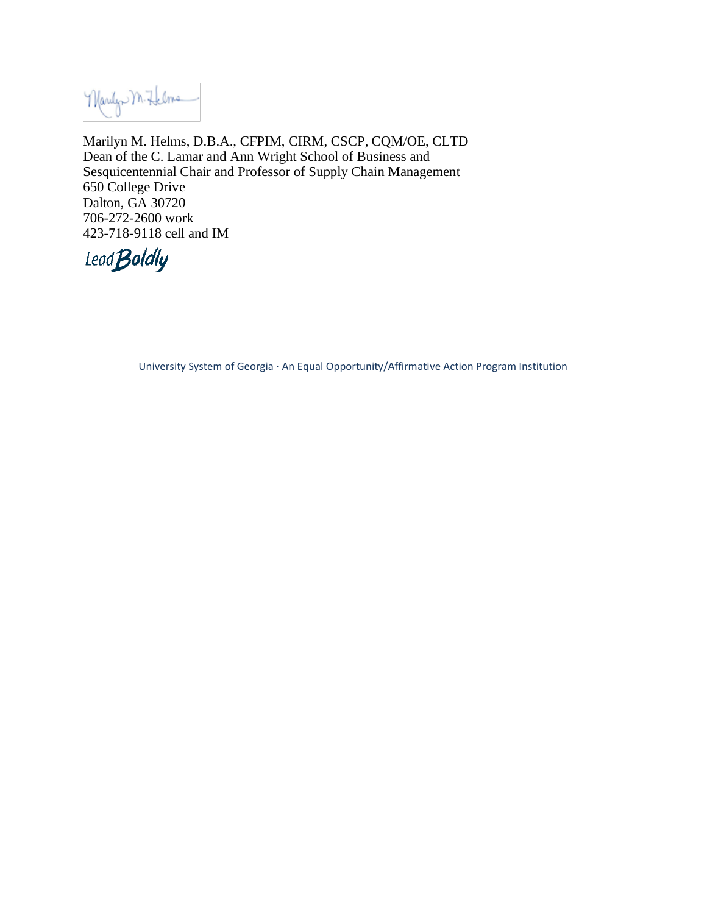Marilyn M. Helms, D.B.A., CFPIM, CIRM, CSCP, CQM/OE, CLTD
Dean of the C. Lamar and Ann Wright School of Business and
Sesquicentennial Chair and Professor of Supply Chain Management
650 College Drive
Dalton, GA 30720
706-272-2600 work
423-718-9118 cell and IM

Lead *Boldly*

University System of Georgia · An Equal Opportunity/Affirmative Action Program Institution